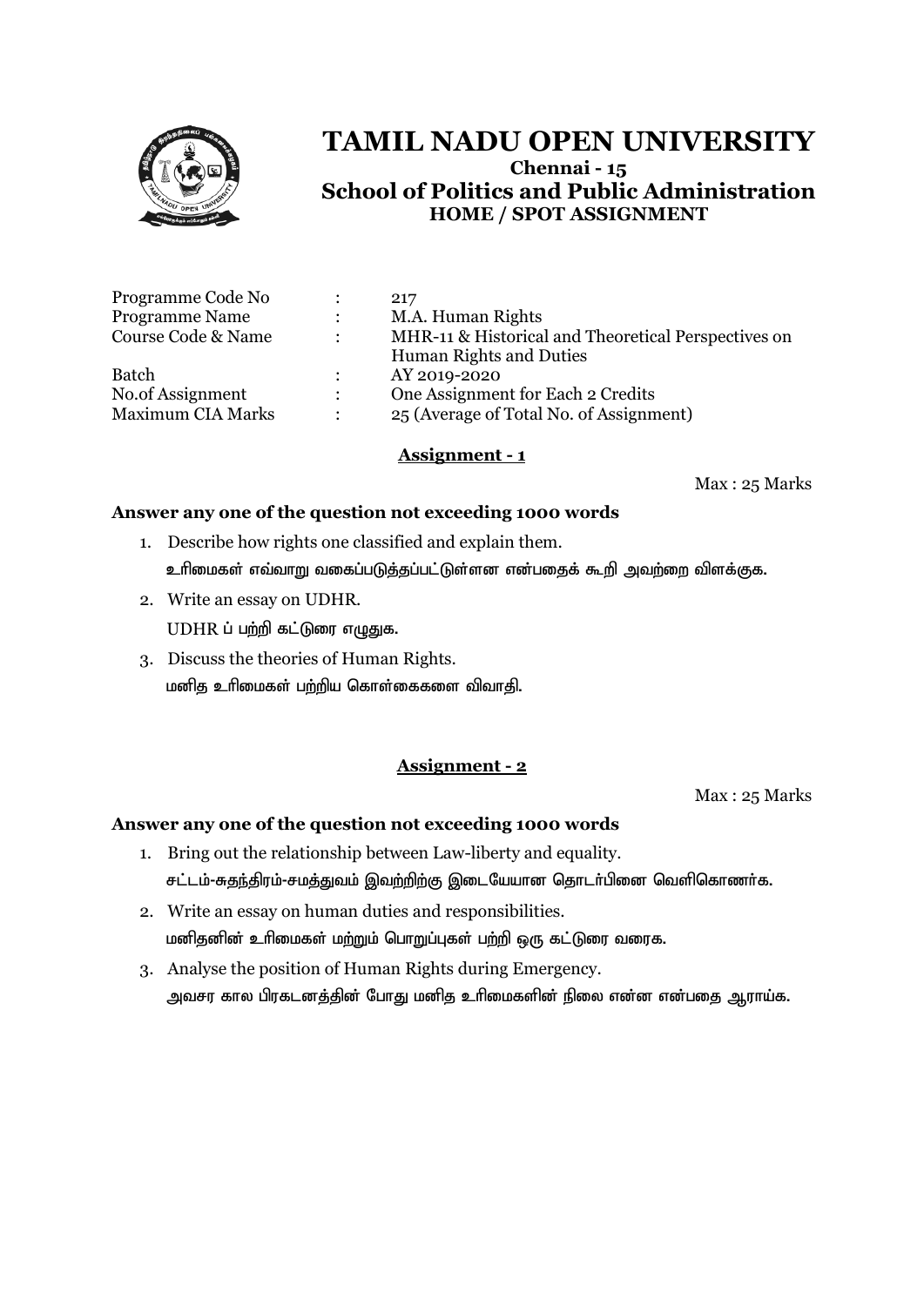# TAMIL NADU OPEN UNIVERSITY

**Chennai - 15**

## School of Politics and Public Administration

**HOME / SPOT ASSIGNMENT**

| | | |
|---|---|---|
| Programme Code No | : | 217 |
| Programme Name | : | M.A. Human Rights |
| Course Code & Name | : | MHR-11 & Historical and Theoretical Perspectives on Human Rights and Duties |
| Batch | : | AY 2019-2020 |
| No.of Assignment | : | One Assignment for Each 2 Credits |
| Maximum CIA Marks | : | 25 (Average of Total No. of Assignment) |

### Assignment - 1

Max : 25 Marks

**Answer any one of the question not exceeding 1000 words**

1. Describe how rights one classified and explain them.
   உரிமைகள் எவ்வாறு வகைப்படுத்தப்பட்டுள்ளன என்பதைக் கூறி அவற்றை விளக்குக.
2. Write an essay on UDHR.
   UDHR ப் பற்றி கட்டுரை எழுதுக.
3. Discuss the theories of Human Rights.
   மனித உரிமைகள் பற்றிய கொள்கைகளை விவாதி.

### Assignment - 2

Max : 25 Marks

**Answer any one of the question not exceeding 1000 words**

1. Bring out the relationship between Law-liberty and equality.
   சட்டம்-சுதந்திரம்-சமத்துவம் இவற்றிற்கு இடையேயான தொடர்பினை வெளிகொணர்க.
2. Write an essay on human duties and responsibilities.
   மனிதனின் உரிமைகள் மற்றும் பொறுப்புகள் பற்றி ஒரு கட்டுரை வரைக.
3. Analyse the position of Human Rights during Emergency.
   அவசர கால பிரகடனத்தின் போது மனித உரிமைகளின் நிலை என்ன என்பதை ஆராய்க.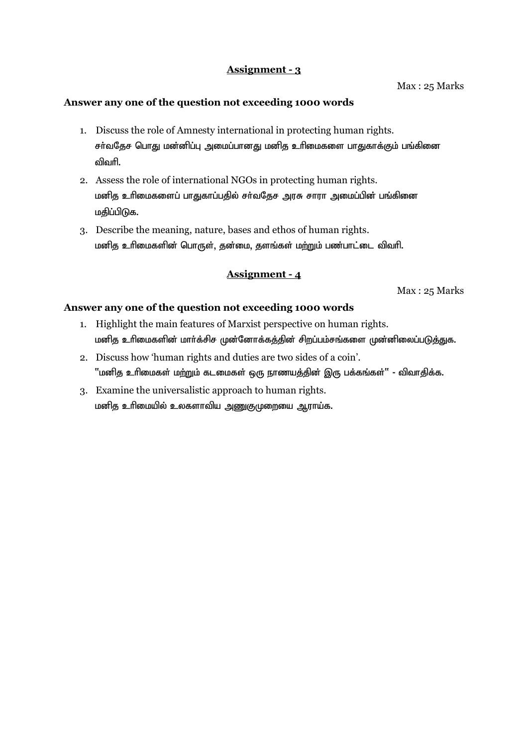## **Assignment - 3**

Max : 25 Marks

**Answer any one of the question not exceeding 1000 words**

1. Discuss the role of Amnesty international in protecting human rights.
   சர்வதேச பொது மன்னிப்பு அமைப்பானது மனித உரிமைகளை பாதுகாக்கும் பங்கினை விவரி.
2. Assess the role of international NGOs in protecting human rights.
   மனித உரிமைகளைப் பாதுகாப்பதில் சர்வதேச அரசு சாரா அமைப்பின் பங்கினை மதிப்பிடுக.
3. Describe the meaning, nature, bases and ethos of human rights.
   மனித உரிமைகளின் பொருள், தன்மை, தளங்கள் மற்றும் பண்பாட்டை விவரி.

## **Assignment - 4**

Max : 25 Marks

**Answer any one of the question not exceeding 1000 words**

1. Highlight the main features of Marxist perspective on human rights.
   மனித உரிமைகளின் மார்க்சிச முன்னோக்கத்தின் சிறப்பம்சங்களை முன்னிலைப்படுத்துக.
2. Discuss how 'human rights and duties are two sides of a coin'.
   "மனித உரிமைகள் மற்றும் கடமைகள் ஒரு நாணயத்தின் இரு பக்கங்கள்" - விவாதிக்க.
3. Examine the universalistic approach to human rights.
   மனித உரிமையில் உலகளாவிய அணுகுமுறையை ஆராய்க.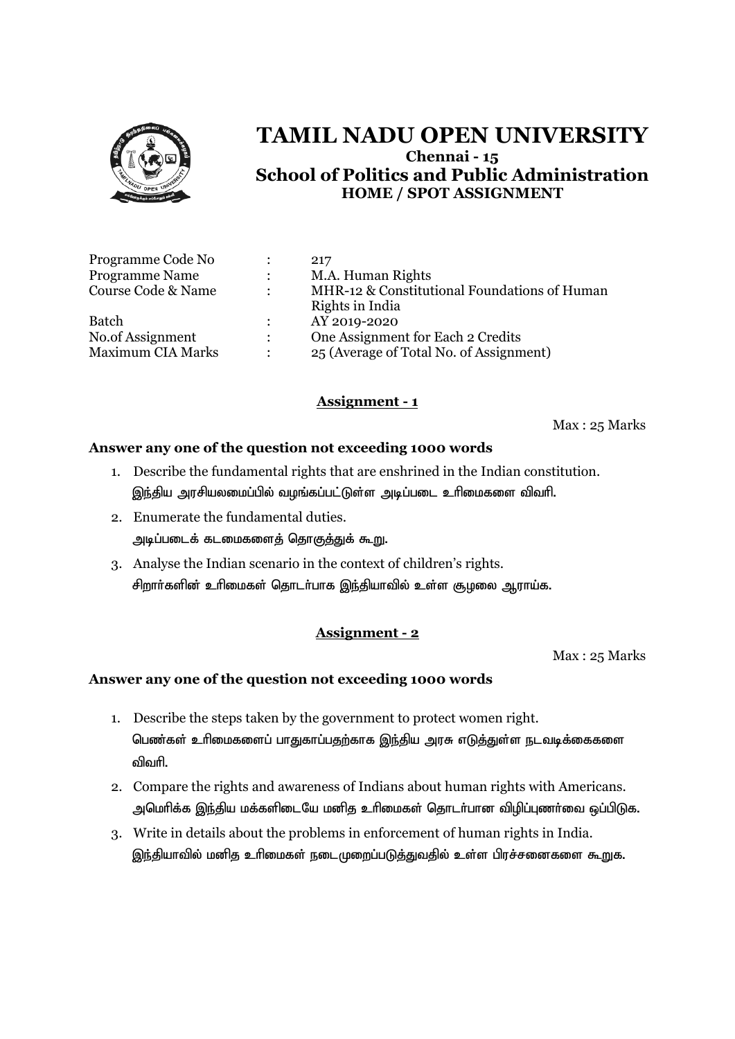# TAMIL NADU OPEN UNIVERSITY

**Chennai - 15**

## School of Politics and Public Administration

**HOME / SPOT ASSIGNMENT**

| | | |
|---|---|---|
| Programme Code No | : | 217 |
| Programme Name | : | M.A. Human Rights |
| Course Code & Name | : | MHR-12 & Constitutional Foundations of Human Rights in India |
| Batch | : | AY 2019-2020 |
| No.of Assignment | : | One Assignment for Each 2 Credits |
| Maximum CIA Marks | : | 25 (Average of Total No. of Assignment) |

### Assignment - 1

Max : 25 Marks

**Answer any one of the question not exceeding 1000 words**

1. Describe the fundamental rights that are enshrined in the Indian constitution.
   இந்திய அரசியலமைப்பில் வழங்கப்பட்டுள்ள அடிப்படை உரிமைகளை விவரி.
2. Enumerate the fundamental duties.
   அடிப்படைக் கடமைகளைத் தொகுத்துக் கூறு.
3. Analyse the Indian scenario in the context of children's rights.
   சிறார்களின் உரிமைகள் தொடர்பாக இந்தியாவில் உள்ள சூழலை ஆராய்க.

### Assignment - 2

Max : 25 Marks

**Answer any one of the question not exceeding 1000 words**

1. Describe the steps taken by the government to protect women right.
   பெண்கள் உரிமைகளைப் பாதுகாப்பதற்காக இந்திய அரசு எடுத்துள்ள நடவடிக்கைகளை விவரி.
2. Compare the rights and awareness of Indians about human rights with Americans.
   அமெரிக்க இந்திய மக்களிடையே மனித உரிமைகள் தொடர்பான விழிப்புணர்வை ஒப்பிடுக.
3. Write in details about the problems in enforcement of human rights in India.
   இந்தியாவில் மனித உரிமைகள் நடைமுறைப்படுத்துவதில் உள்ள பிரச்சனைகளை கூறுக.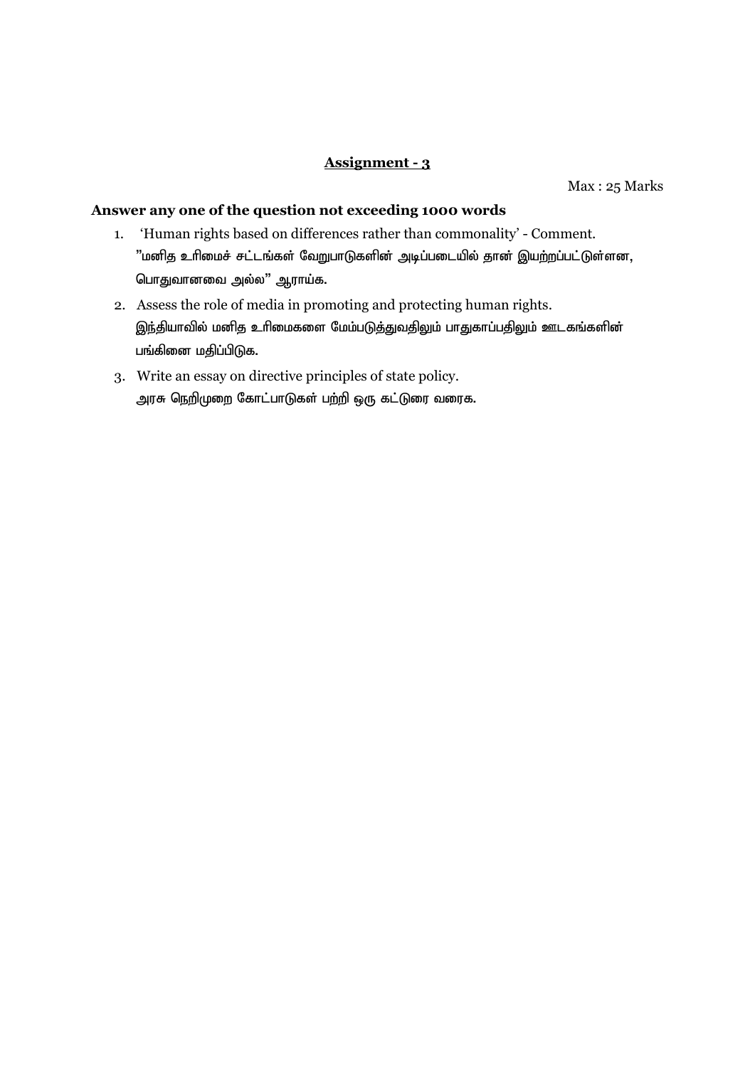## Assignment - 3

Max : 25 Marks

**Answer any one of the question not exceeding 1000 words**

1. 'Human rights based on differences rather than commonality' - Comment.
   "மனித உரிமைச் சட்டங்கள் வேறுபாடுகளின் அடிப்படையில் தான் இயற்றப்பட்டுள்ளன, பொதுவானவை அல்ல" ஆராய்க.
2. Assess the role of media in promoting and protecting human rights.
   இந்தியாவில் மனித உரிமைகளை மேம்படுத்துவதிலும் பாதுகாப்பதிலும் ஊடகங்களின் பங்கினை மதிப்பிடுக.
3. Write an essay on directive principles of state policy.
   அரசு நெறிமுறை கோட்பாடுகள் பற்றி ஒரு கட்டுரை வரைக.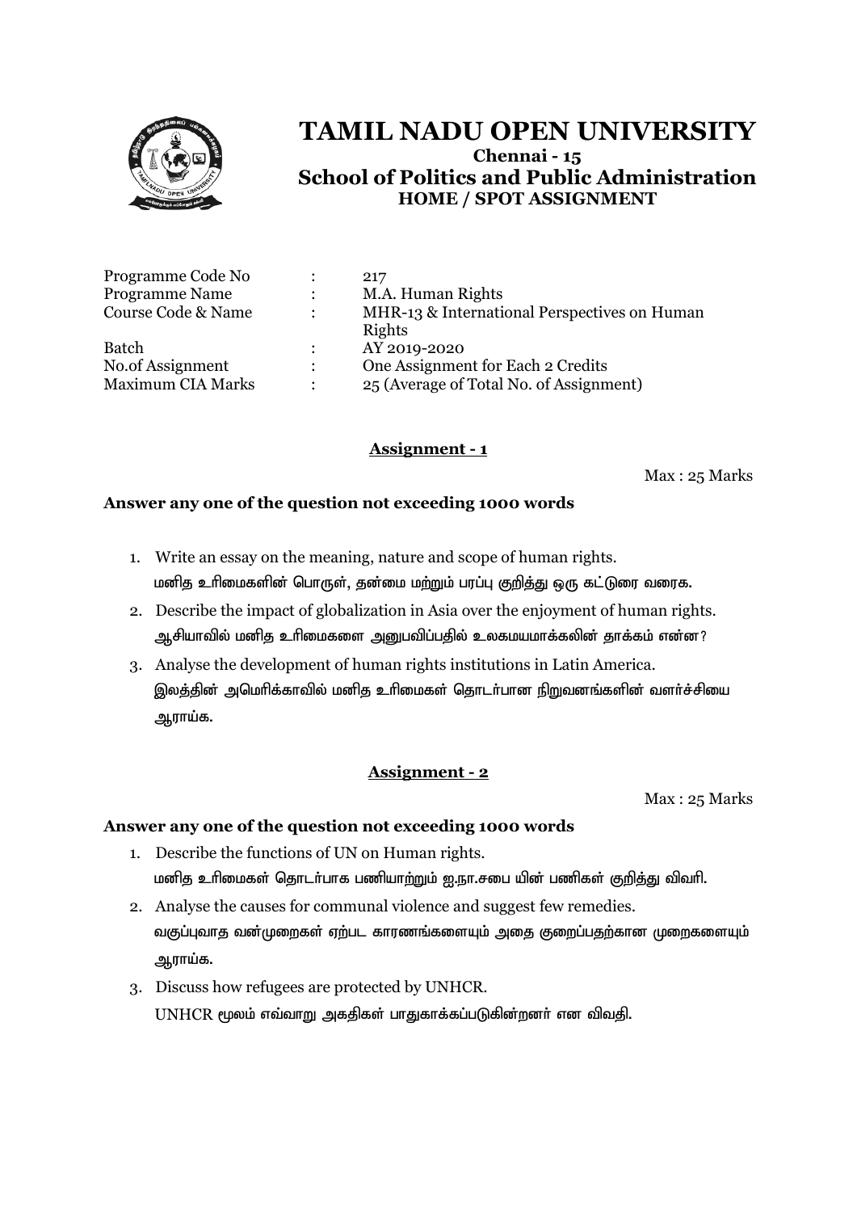# TAMIL NADU OPEN UNIVERSITY

**Chennai - 15**

**School of Politics and Public Administration**

**HOME / SPOT ASSIGNMENT**

| | | |
|---|---|---|
| Programme Code No | : | 217 |
| Programme Name | : | M.A. Human Rights |
| Course Code & Name | : | MHR-13 & International Perspectives on Human Rights |
| Batch | : | AY 2019-2020 |
| No.of Assignment | : | One Assignment for Each 2 Credits |
| Maximum CIA Marks | : | 25 (Average of Total No. of Assignment) |

## Assignment - 1

Max : 25 Marks

**Answer any one of the question not exceeding 1000 words**

1. Write an essay on the meaning, nature and scope of human rights.
   மனித உரிமைகளின் பொருள், தன்மை மற்றும் பரப்பு குறித்து ஒரு கட்டுரை வரைக.
2. Describe the impact of globalization in Asia over the enjoyment of human rights.
   ஆசியாவில் மனித உரிமைகளை அனுபவிப்பதில் உலகமயமாக்கலின் தாக்கம் என்ன?
3. Analyse the development of human rights institutions in Latin America.
   இலத்தின் அமெரிக்காவில் மனித உரிமைகள் தொடர்பான நிறுவனங்களின் வளர்ச்சியை ஆராய்க.

## Assignment - 2

Max : 25 Marks

**Answer any one of the question not exceeding 1000 words**

1. Describe the functions of UN on Human rights.
   மனித உரிமைகள் தொடர்பாக பணியாற்றும் ஐ.நா.சபை யின் பணிகள் குறித்து விவரி.
2. Analyse the causes for communal violence and suggest few remedies.
   வகுப்புவாத வன்முறைகள் ஏற்பட காரணங்களையும் அதை குறைப்பதற்கான முறைகளையும் ஆராய்க.
3. Discuss how refugees are protected by UNHCR.
   UNHCR மூலம் எவ்வாறு அகதிகள் பாதுகாக்கப்படுகின்றனர் என விவதி.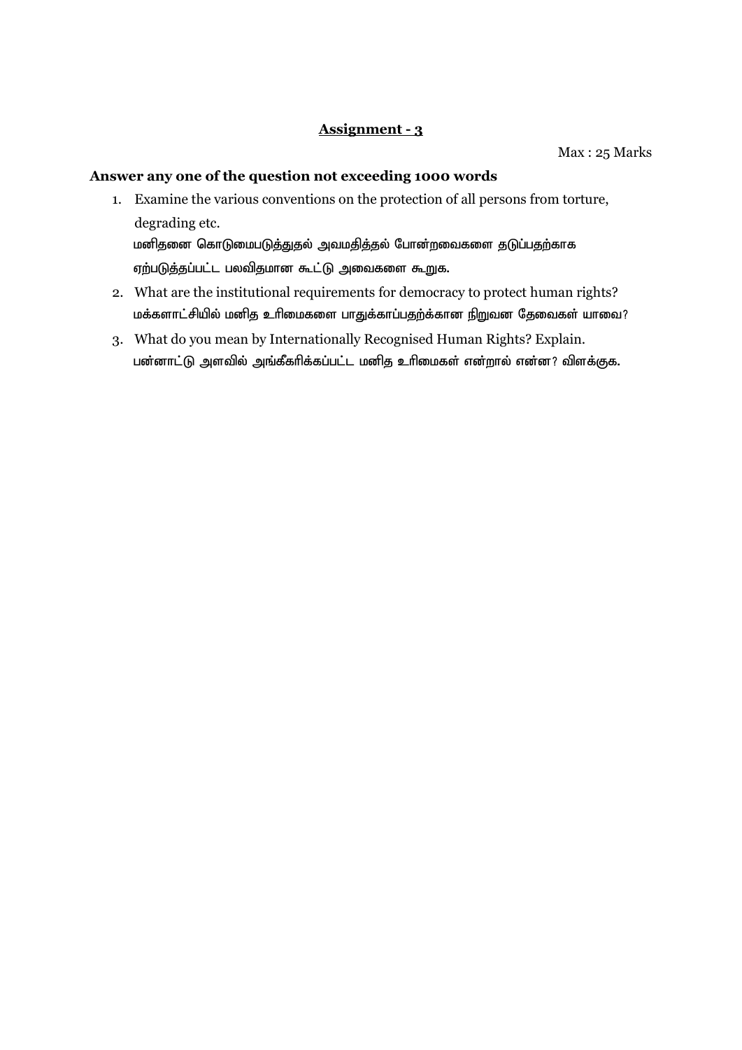## Assignment - 3

Max : 25 Marks

**Answer any one of the question not exceeding 1000 words**

1. Examine the various conventions on the protection of all persons from torture, degrading etc.
   மனிதனை கொடுமைபடுத்துதல் அவமதித்தல் போன்றவைகளை தடுப்பதற்காக ஏற்படுத்தப்பட்ட பலவிதமான கூட்டு அவைகளை கூறுக.
2. What are the institutional requirements for democracy to protect human rights?
   மக்களாட்சியில் மனித உரிமைகளை பாதுக்காப்பதற்க்கான நிறுவன தேவைகள் யாவை?
3. What do you mean by Internationally Recognised Human Rights? Explain.
   பன்னாட்டு அளவில் அங்கீகரிக்கப்பட்ட மனித உரிமைகள் என்றால் என்ன? விளக்குக.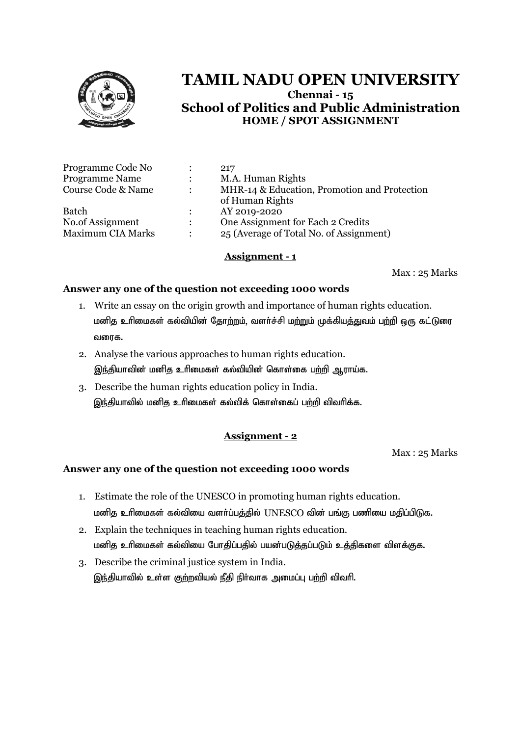# TAMIL NADU OPEN UNIVERSITY

**Chennai - 15**

**School of Politics and Public Administration**

**HOME / SPOT ASSIGNMENT**

| | | |
|---|---|---|
| Programme Code No | : | 217 |
| Programme Name | : | M.A. Human Rights |
| Course Code & Name | : | MHR-14 & Education, Promotion and Protection of Human Rights |
| Batch | : | AY 2019-2020 |
| No.of Assignment | : | One Assignment for Each 2 Credits |
| Maximum CIA Marks | : | 25 (Average of Total No. of Assignment) |

## Assignment - 1

Max : 25 Marks

**Answer any one of the question not exceeding 1000 words**

1. Write an essay on the origin growth and importance of human rights education.
   மனித உரிமைகள் கல்வியின் தோற்றம், வளர்ச்சி மற்றும் முக்கியத்துவம் பற்றி ஒரு கட்டுரை வரைக.
2. Analyse the various approaches to human rights education.
   இந்தியாவின் மனித உரிமைகள் கல்வியின் கொள்கை பற்றி ஆராய்க.
3. Describe the human rights education policy in India.
   இந்தியாவில் மனித உரிமைகள் கல்விக் கொள்கைப் பற்றி விவரிக்க.

## Assignment - 2

Max : 25 Marks

**Answer any one of the question not exceeding 1000 words**

1. Estimate the role of the UNESCO in promoting human rights education.
   மனித உரிமைகள் கல்வியை வளர்ப்பத்தில் UNESCO வின் பங்கு பணியை மதிப்பிடுக.
2. Explain the techniques in teaching human rights education.
   மனித உரிமைகள் கல்வியை போதிப்பதில் பயன்படுத்தப்படும் உத்திகளை விளக்குக.
3. Describe the criminal justice system in India.
   இந்தியாவில் உள்ள குற்றவியல் நீதி நிர்வாக அமைப்பு பற்றி விவரி.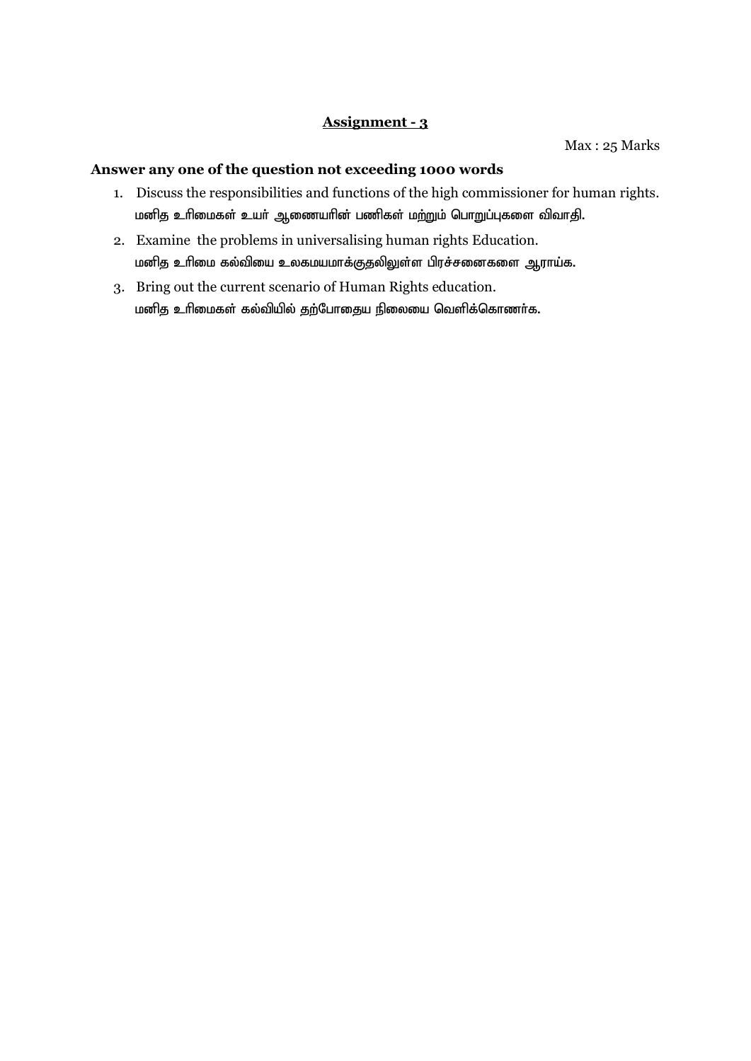## Assignment - 3

Max : 25 Marks

**Answer any one of the question not exceeding 1000 words**

1. Discuss the responsibilities and functions of the high commissioner for human rights.
   மனித உரிமைகள் உயர் ஆணையரின் பணிகள் மற்றும் பொறுப்புகளை விவாதி.
2. Examine the problems in universalising human rights Education.
   மனித உரிமை கல்வியை உலகமயமாக்குதலிலுள்ள பிரச்சனைகளை ஆராய்க.
3. Bring out the current scenario of Human Rights education.
   மனித உரிமைகள் கல்வியில் தற்போதைய நிலையை வெளிக்கொணர்க.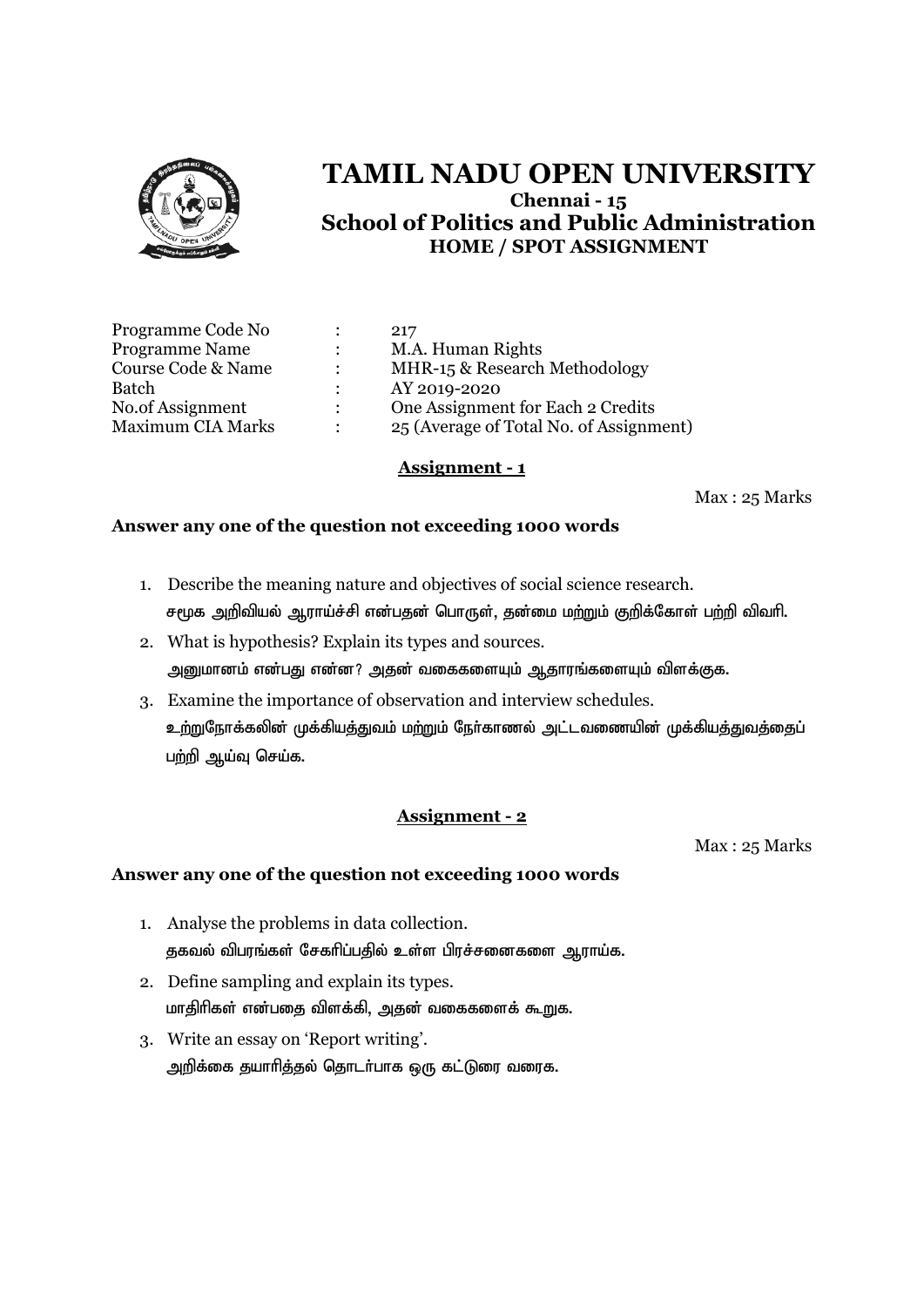# TAMIL NADU OPEN UNIVERSITY

**Chennai - 15**

## School of Politics and Public Administration

**HOME / SPOT ASSIGNMENT**

| | | |
|---|---|---|
| Programme Code No | : | 217 |
| Programme Name | : | M.A. Human Rights |
| Course Code & Name | : | MHR-15 & Research Methodology |
| Batch | : | AY 2019-2020 |
| No.of Assignment | : | One Assignment for Each 2 Credits |
| Maximum CIA Marks | : | 25 (Average of Total No. of Assignment) |

### Assignment - 1

Max : 25 Marks

**Answer any one of the question not exceeding 1000 words**

1. Describe the meaning nature and objectives of social science research.
   சமூக அறிவியல் ஆராய்ச்சி என்பதன் பொருள், தன்மை மற்றும் குறிக்கோள் பற்றி விவரி.
2. What is hypothesis? Explain its types and sources.
   அனுமானம் என்பது என்ன? அதன் வகைகளையும் ஆதாரங்களையும் விளக்குக.
3. Examine the importance of observation and interview schedules.
   உற்றுநோக்கலின் முக்கியத்துவம் மற்றும் நேர்காணல் அட்டவணையின் முக்கியத்துவத்தைப் பற்றி ஆய்வு செய்க.

### Assignment - 2

Max : 25 Marks

**Answer any one of the question not exceeding 1000 words**

1. Analyse the problems in data collection.
   தகவல் விபரங்கள் சேகரிப்பதில் உள்ள பிரச்சனைகளை ஆராய்க.
2. Define sampling and explain its types.
   மாதிரிகள் என்பதை விளக்கி, அதன் வகைகளைக் கூறுக.
3. Write an essay on 'Report writing'.
   அறிக்கை தயாரித்தல் தொடர்பாக ஒரு கட்டுரை வரைக.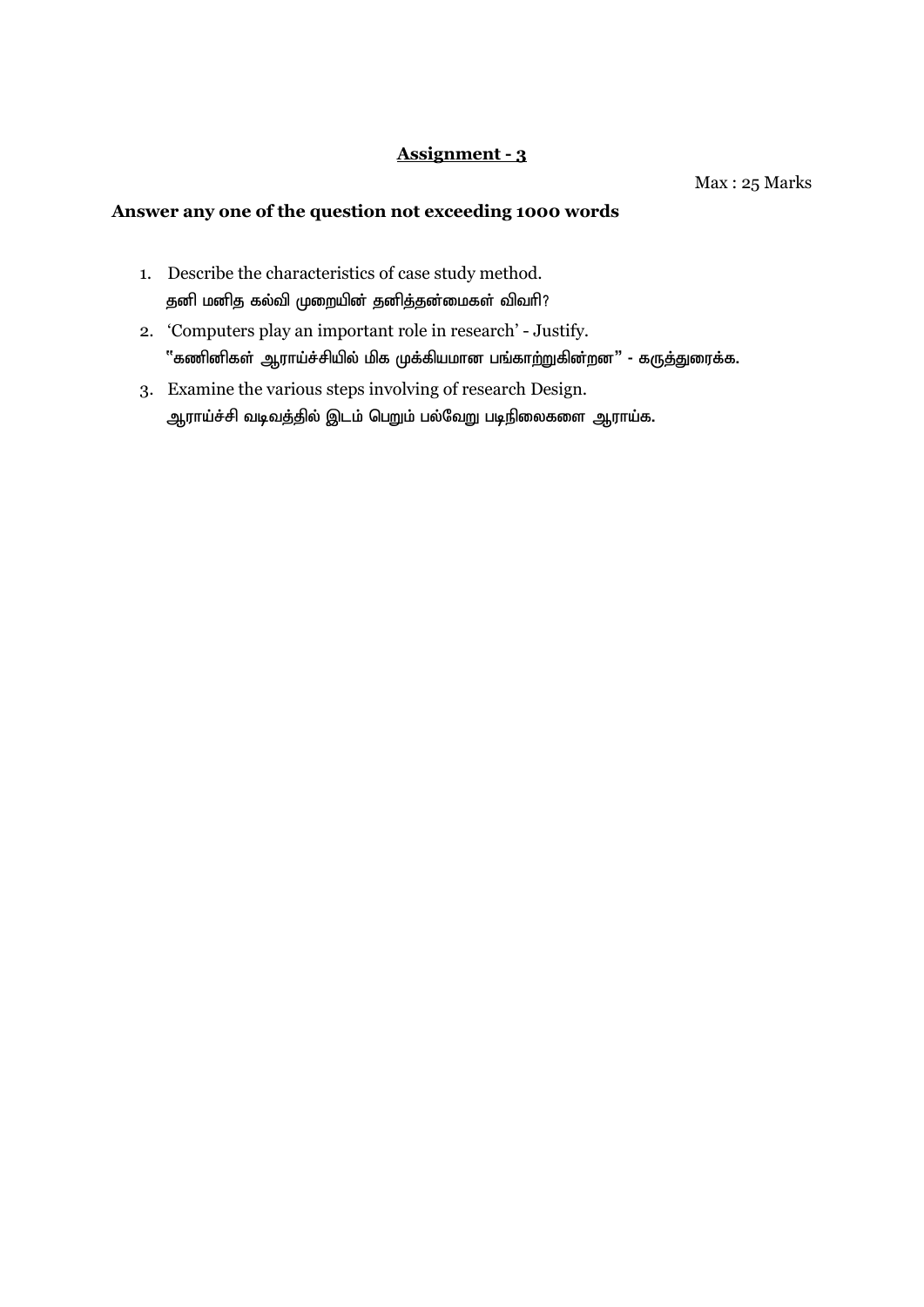## Assignment - 3

Max : 25 Marks

**Answer any one of the question not exceeding 1000 words**

1. Describe the characteristics of case study method.
   தனி மனித கல்வி முறையின் தனித்தன்மைகள் விவரி?
2. 'Computers play an important role in research' - Justify.
   "கணினிகள் ஆராய்ச்சியில் மிக முக்கியமான பங்காற்றுகின்றன" - கருத்துரைக்க.
3. Examine the various steps involving of research Design.
   ஆராய்ச்சி வடிவத்தில் இடம் பெறும் பல்வேறு படிநிலைகளை ஆராய்க.